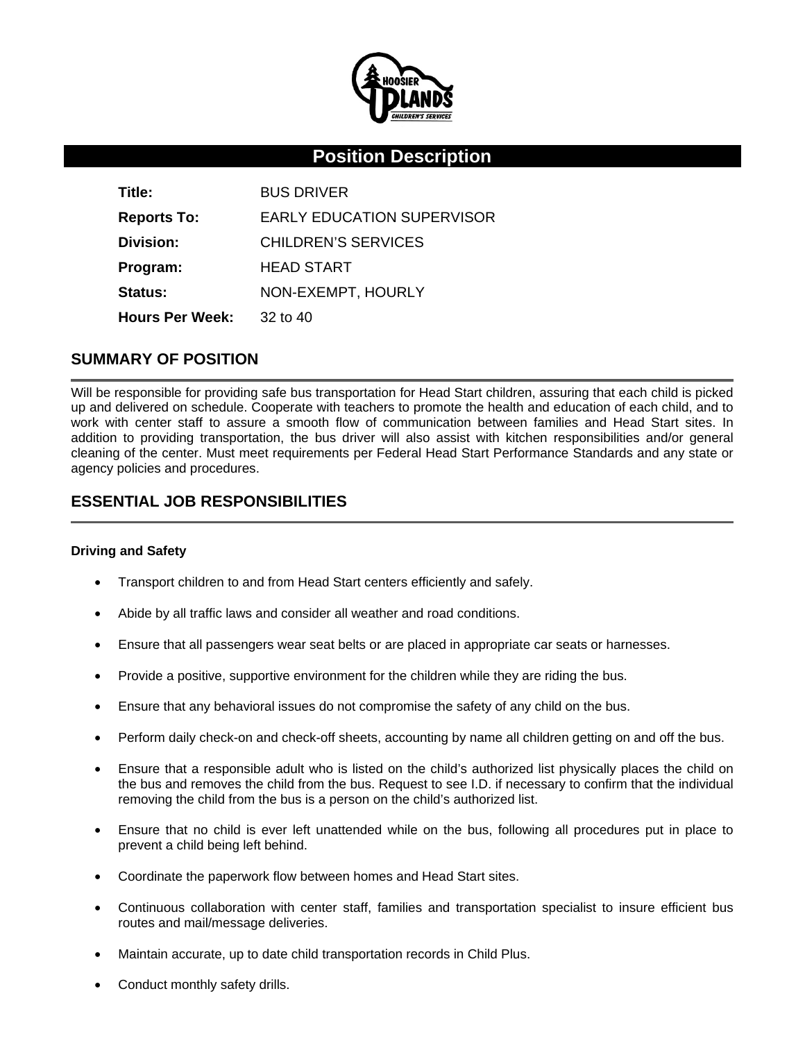# Position Description

| | |
|---|---|
| **Title:** | BUS DRIVER |
| **Reports To:** | EARLY EDUCATION SUPERVISOR |
| **Division:** | CHILDREN'S SERVICES |
| **Program:** | HEAD START |
| **Status:** | NON-EXEMPT, HOURLY |
| **Hours Per Week:** | 32 to 40 |

## SUMMARY OF POSITION

Will be responsible for providing safe bus transportation for Head Start children, assuring that each child is picked up and delivered on schedule. Cooperate with teachers to promote the health and education of each child, and to work with center staff to assure a smooth flow of communication between families and Head Start sites. In addition to providing transportation, the bus driver will also assist with kitchen responsibilities and/or general cleaning of the center. Must meet requirements per Federal Head Start Performance Standards and any state or agency policies and procedures.

## ESSENTIAL JOB RESPONSIBILITIES

**Driving and Safety**

- Transport children to and from Head Start centers efficiently and safely.
- Abide by all traffic laws and consider all weather and road conditions.
- Ensure that all passengers wear seat belts or are placed in appropriate car seats or harnesses.
- Provide a positive, supportive environment for the children while they are riding the bus.
- Ensure that any behavioral issues do not compromise the safety of any child on the bus.
- Perform daily check-on and check-off sheets, accounting by name all children getting on and off the bus.
- Ensure that a responsible adult who is listed on the child's authorized list physically places the child on the bus and removes the child from the bus. Request to see I.D. if necessary to confirm that the individual removing the child from the bus is a person on the child's authorized list.
- Ensure that no child is ever left unattended while on the bus, following all procedures put in place to prevent a child being left behind.
- Coordinate the paperwork flow between homes and Head Start sites.
- Continuous collaboration with center staff, families and transportation specialist to insure efficient bus routes and mail/message deliveries.
- Maintain accurate, up to date child transportation records in Child Plus.
- Conduct monthly safety drills.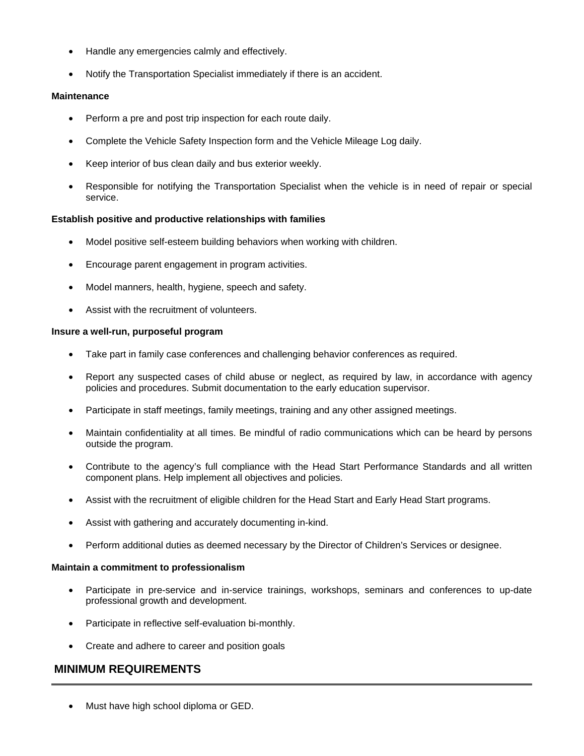- Handle any emergencies calmly and effectively.
- Notify the Transportation Specialist immediately if there is an accident.

**Maintenance**

- Perform a pre and post trip inspection for each route daily.
- Complete the Vehicle Safety Inspection form and the Vehicle Mileage Log daily.
- Keep interior of bus clean daily and bus exterior weekly.
- Responsible for notifying the Transportation Specialist when the vehicle is in need of repair or special service.

**Establish positive and productive relationships with families**

- Model positive self-esteem building behaviors when working with children.
- Encourage parent engagement in program activities.
- Model manners, health, hygiene, speech and safety.
- Assist with the recruitment of volunteers.

**Insure a well-run, purposeful program**

- Take part in family case conferences and challenging behavior conferences as required.
- Report any suspected cases of child abuse or neglect, as required by law, in accordance with agency policies and procedures. Submit documentation to the early education supervisor.
- Participate in staff meetings, family meetings, training and any other assigned meetings.
- Maintain confidentiality at all times. Be mindful of radio communications which can be heard by persons outside the program.
- Contribute to the agency's full compliance with the Head Start Performance Standards and all written component plans. Help implement all objectives and policies.
- Assist with the recruitment of eligible children for the Head Start and Early Head Start programs.
- Assist with gathering and accurately documenting in-kind.
- Perform additional duties as deemed necessary by the Director of Children's Services or designee.

**Maintain a commitment to professionalism**

- Participate in pre-service and in-service trainings, workshops, seminars and conferences to up-date professional growth and development.
- Participate in reflective self-evaluation bi-monthly.
- Create and adhere to career and position goals

## MINIMUM REQUIREMENTS

- Must have high school diploma or GED.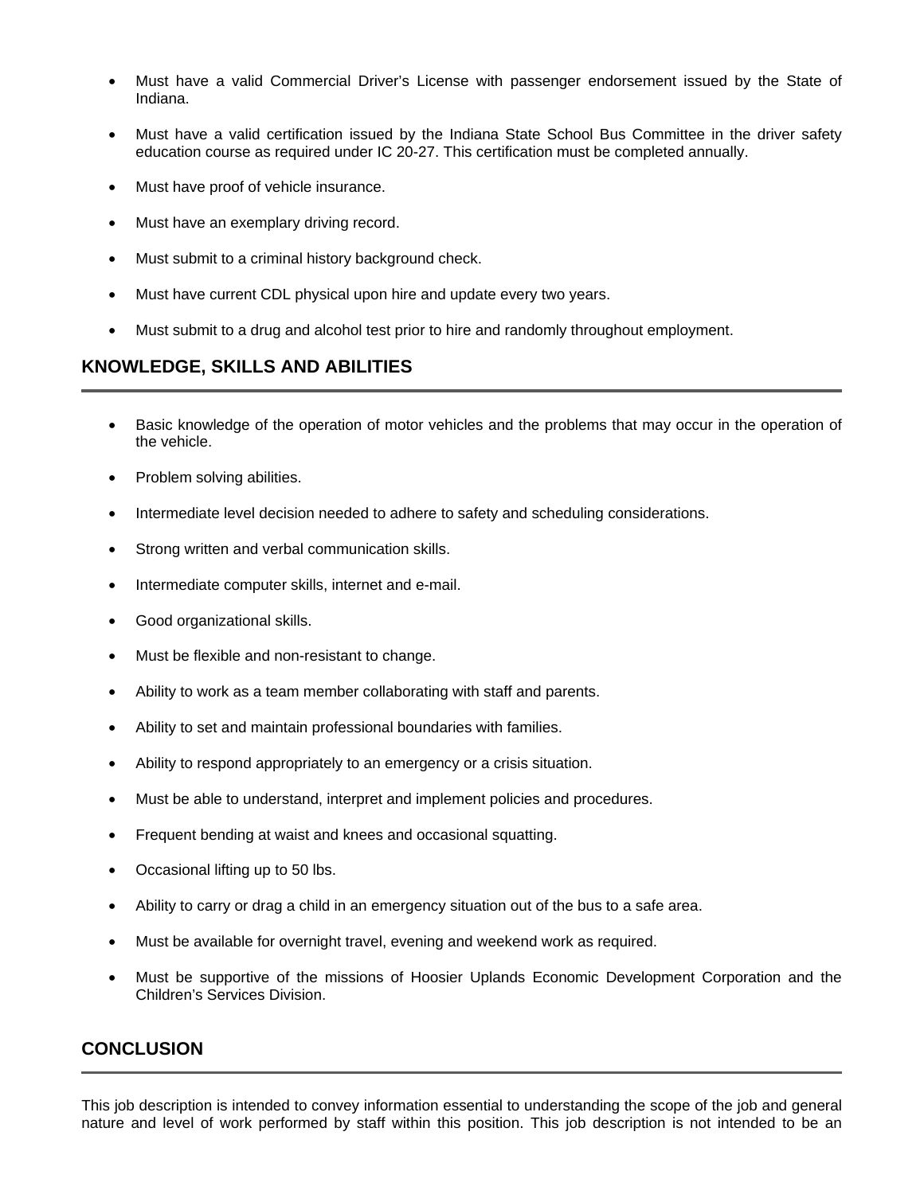- Must have a valid Commercial Driver's License with passenger endorsement issued by the State of Indiana.

- Must have a valid certification issued by the Indiana State School Bus Committee in the driver safety education course as required under IC 20-27. This certification must be completed annually.

- Must have proof of vehicle insurance.

- Must have an exemplary driving record.

- Must submit to a criminal history background check.

- Must have current CDL physical upon hire and update every two years.

- Must submit to a drug and alcohol test prior to hire and randomly throughout employment.

## KNOWLEDGE, SKILLS AND ABILITIES

- Basic knowledge of the operation of motor vehicles and the problems that may occur in the operation of the vehicle.

- Problem solving abilities.

- Intermediate level decision needed to adhere to safety and scheduling considerations.

- Strong written and verbal communication skills.

- Intermediate computer skills, internet and e-mail.

- Good organizational skills.

- Must be flexible and non-resistant to change.

- Ability to work as a team member collaborating with staff and parents.

- Ability to set and maintain professional boundaries with families.

- Ability to respond appropriately to an emergency or a crisis situation.

- Must be able to understand, interpret and implement policies and procedures.

- Frequent bending at waist and knees and occasional squatting.

- Occasional lifting up to 50 lbs.

- Ability to carry or drag a child in an emergency situation out of the bus to a safe area.

- Must be available for overnight travel, evening and weekend work as required.

- Must be supportive of the missions of Hoosier Uplands Economic Development Corporation and the Children's Services Division.

## CONCLUSION

This job description is intended to convey information essential to understanding the scope of the job and general nature and level of work performed by staff within this position. This job description is not intended to be an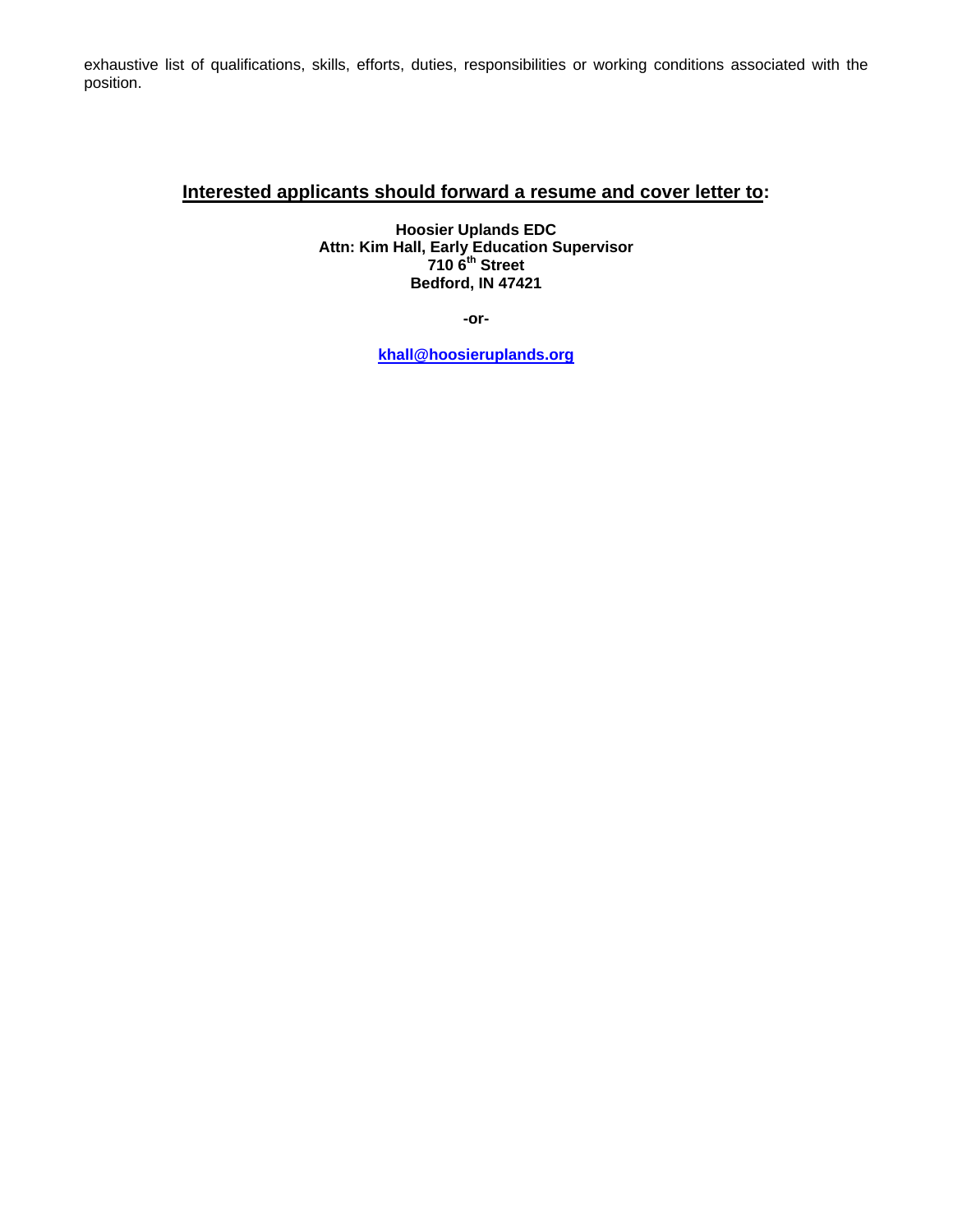exhaustive list of qualifications, skills, efforts, duties, responsibilities or working conditions associated with the position.

**Interested applicants should forward a resume and cover letter to:**

**Hoosier Uplands EDC**
**Attn: Kim Hall, Early Education Supervisor**
**710 6th Street**
**Bedford, IN 47421**

**-or-**

**khall@hoosieruplands.org**